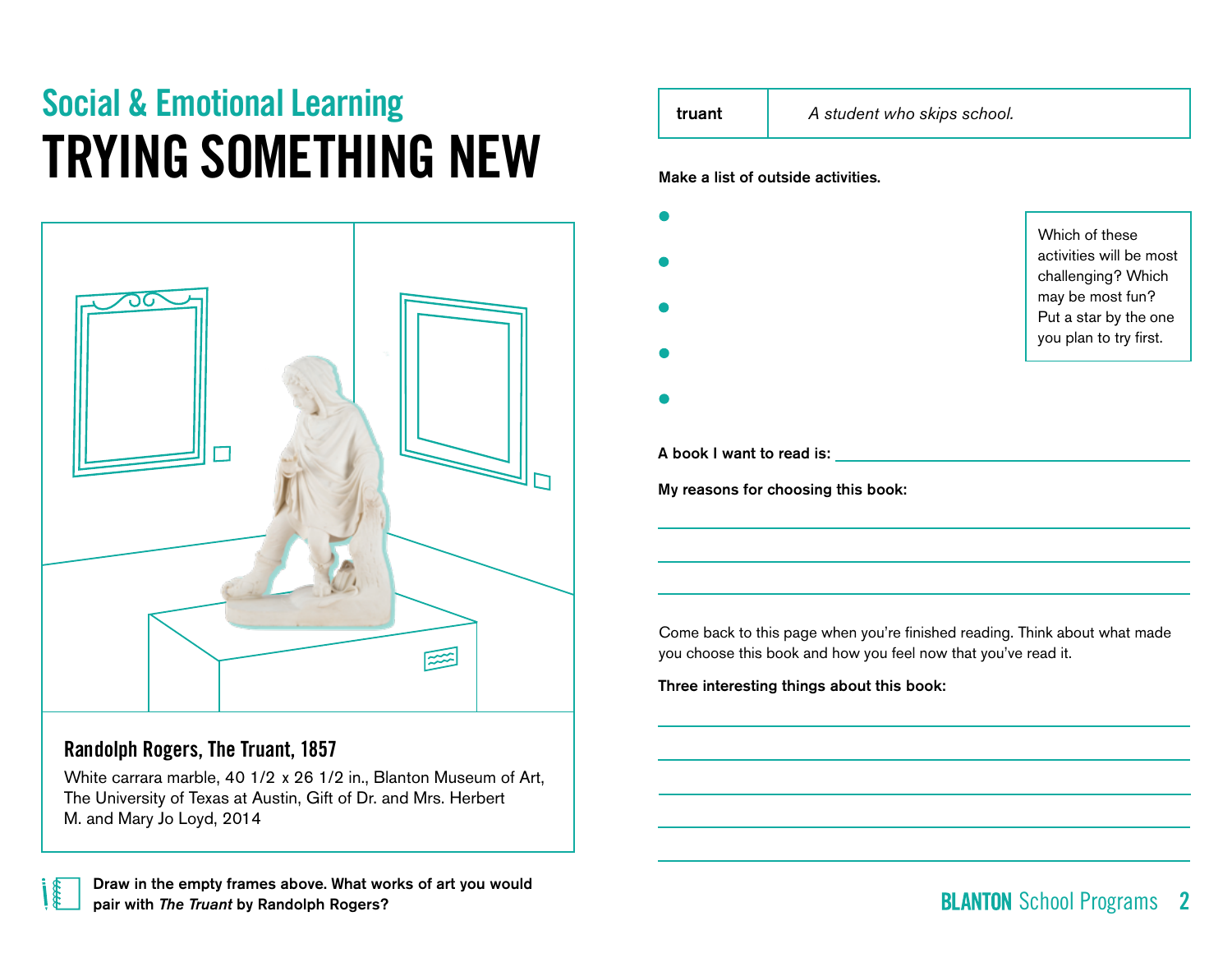## Social & Emotional Learning

# TRYING SOMETHING NEW

### Randolph Rogers, The Truant, 1857

White carrara marble, 40 1/2 x 26 1/2 in., Blanton Museum of Art, The University of Texas at Austin, Gift of Dr. and Mrs. Herbert M. and Mary Jo Loyd, 2014

**Draw in the empty frames above. What works of art you would pair with *The Truant* by Randolph Rogers?**

| truant | *A student who skips school.* |
| --- | --- |

**Make a list of outside activities.**

- 
- 
- 
- 
- 

Which of these activities will be most challenging? Which may be most fun? Put a star by the one you plan to try first.

**A book I want to read is:** ______________________________

**My reasons for choosing this book:**

______________________________

______________________________

______________________________

Come back to this page when you're finished reading. Think about what made you choose this book and how you feel now that you've read it.

**Three interesting things about this book:**

______________________________

______________________________

______________________________

______________________________

______________________________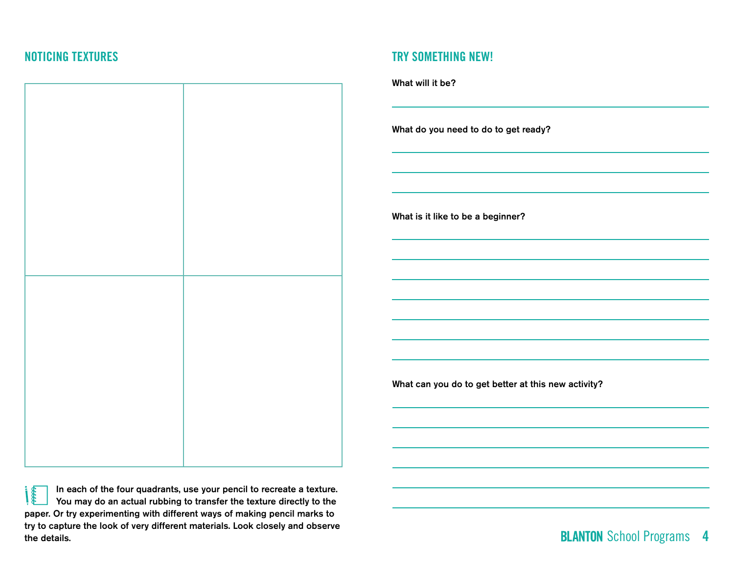## NOTICING TEXTURES

In each of the four quadrants, use your pencil to recreate a texture. You may do an actual rubbing to transfer the texture directly to the paper. Or try experimenting with different ways of making pencil marks to try to capture the look of very different materials. Look closely and observe the details.

## TRY SOMETHING NEW!

**What will it be?**

**What do you need to do to get ready?**

**What is it like to be a beginner?**

**What can you do to get better at this new activity?**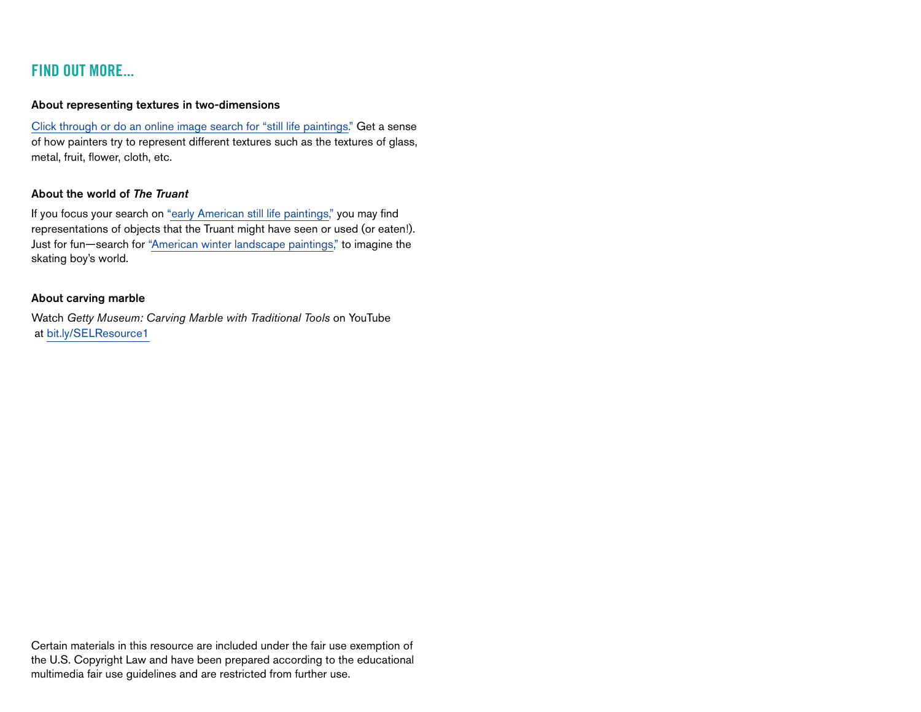## FIND OUT MORE…

**About representing textures in two-dimensions**

Click through or do an online image search for "still life paintings." Get a sense of how painters try to represent different textures such as the textures of glass, metal, fruit, flower, cloth, etc.

**About the world of *The Truant***

If you focus your search on "early American still life paintings," you may find representations of objects that the Truant might have seen or used (or eaten!). Just for fun—search for "American winter landscape paintings," to imagine the skating boy's world.

**About carving marble**

Watch *Getty Museum: Carving Marble with Traditional Tools* on YouTube at bit.ly/SELResource1

Certain materials in this resource are included under the fair use exemption of the U.S. Copyright Law and have been prepared according to the educational multimedia fair use guidelines and are restricted from further use.